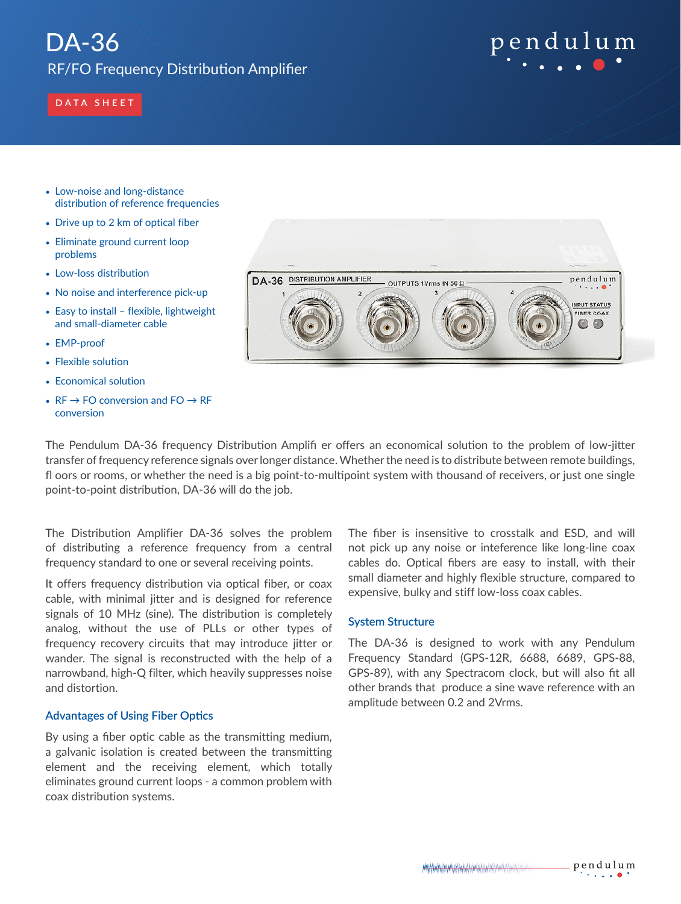# DA-36

## RF/FO Frequency Distribution Amplifier

DATA SHEET

- Low-noise and long-distance distribution of reference frequencies
- Drive up to 2 km of optical fiber
- Eliminate ground current loop problems
- Low-loss distribution
- No noise and interference pick-up
- Easy to install – flexible, lightweight and small-diameter cable
- EMP-proof
- Flexible solution
- Economical solution
- RF → FO conversion and FO → RF conversion

The Pendulum DA-36 frequency Distribution Amplifi er offers an economical solution to the problem of low-jitter transfer of frequency reference signals over longer distance. Whether the need is to distribute between remote buildings, fl oors or rooms, or whether the need is a big point-to-multipoint system with thousand of receivers, or just one single point-to-point distribution, DA-36 will do the job.

The Distribution Amplifier DA-36 solves the problem of distributing a reference frequency from a central frequency standard to one or several receiving points.

It offers frequency distribution via optical fiber, or coax cable, with minimal jitter and is designed for reference signals of 10 MHz (sine). The distribution is completely analog, without the use of PLLs or other types of frequency recovery circuits that may introduce jitter or wander. The signal is reconstructed with the help of a narrowband, high-Q filter, which heavily suppresses noise and distortion.

### Advantages of Using Fiber Optics

By using a fiber optic cable as the transmitting medium, a galvanic isolation is created between the transmitting element and the receiving element, which totally eliminates ground current loops - a common problem with coax distribution systems.

The fiber is insensitive to crosstalk and ESD, and will not pick up any noise or inteference like long-line coax cables do. Optical fibers are easy to install, with their small diameter and highly flexible structure, compared to expensive, bulky and stiff low-loss coax cables.

### System Structure

The DA-36 is designed to work with any Pendulum Frequency Standard (GPS-12R, 6688, 6689, GPS-88, GPS-89), with any Spectracom clock, but will also fit all other brands that produce a sine wave reference with an amplitude between 0.2 and 2Vrms.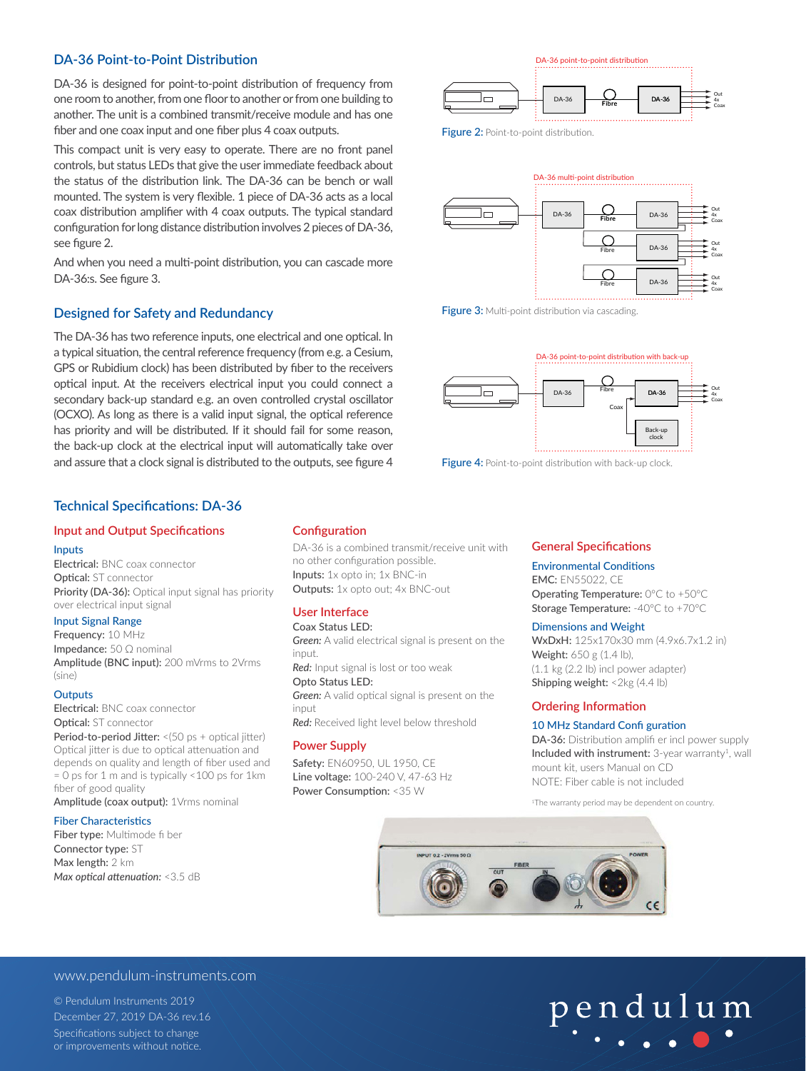## DA-36 Point-to-Point Distribution

DA-36 is designed for point-to-point distribution of frequency from one room to another, from one floor to another or from one building to another. The unit is a combined transmit/receive module and has one fiber and one coax input and one fiber plus 4 coax outputs.

This compact unit is very easy to operate. There are no front panel controls, but status LEDs that give the user immediate feedback about the status of the distribution link. The DA-36 can be bench or wall mounted. The system is very flexible. 1 piece of DA-36 acts as a local coax distribution amplifier with 4 coax outputs. The typical standard configuration for long distance distribution involves 2 pieces of DA-36, see figure 2.

And when you need a multi-point distribution, you can cascade more DA-36:s. See figure 3.

## Designed for Safety and Redundancy

The DA-36 has two reference inputs, one electrical and one optical. In a typical situation, the central reference frequency (from e.g. a Cesium, GPS or Rubidium clock) has been distributed by fiber to the receivers optical input. At the receivers electrical input you could connect a secondary back-up standard e.g. an oven controlled crystal oscillator (OCXO). As long as there is a valid input signal, the optical reference has priority and will be distributed. If it should fail for some reason, the back-up clock at the electrical input will automatically take over and assure that a clock signal is distributed to the outputs, see figure 4

DA-36 point-to-point distribution

DA-36
Fibre
DA-36
Out
4x
Coax

Figure 2: Point-to-point distribution.

DA-36 multi-point distribution

DA-36
Fibre
DA-36
Out
4x
Coax
Fibre
DA-36
Out
4x
Coax
Fibre
DA-36
Out
4x
Coax

Figure 3: Multi-point distribution via cascading.

DA-36 point-to-point distribution with back-up

DA-36
Fibre
DA-36
Coax
Back-up clock
Out
4x
Coax

Figure 4: Point-to-point distribution with back-up clock.

## Technical Specifications: DA-36

### Input and Output Specifications

#### Inputs

**Electrical:** BNC coax connector
**Optical:** ST connector
**Priority (DA-36):** Optical input signal has priority over electrical input signal

#### Input Signal Range

**Frequency:** 10 MHz
**Impedance:** 50 Ω nominal
**Amplitude (BNC input):** 200 mVrms to 2Vrms (sine)

#### Outputs

**Electrical:** BNC coax connector
**Optical:** ST connector
**Period-to-period Jitter:** <(50 ps + optical jitter) Optical jitter is due to optical attenuation and depends on quality and length of fiber used and = 0 ps for 1 m and is typically <100 ps for 1km fiber of good quality
**Amplitude (coax output):** 1Vrms nominal

#### Fiber Characteristics

**Fiber type:** Multimode fi ber
**Connector type:** ST
**Max length:** 2 km
***Max optical attenuation:*** <3.5 dB

### Configuration

DA-36 is a combined transmit/receive unit with no other configuration possible.
**Inputs:** 1x opto in; 1x BNC-in
**Outputs:** 1x opto out; 4x BNC-out

### User Interface

Coax Status LED:
***Green:*** A valid electrical signal is present on the input.
***Red:*** Input signal is lost or too weak
Opto Status LED:
***Green:*** A valid optical signal is present on the input
***Red:*** Received light level below threshold

### Power Supply

Safety: EN60950, UL 1950, CE
**Line voltage:** 100-240 V, 47-63 Hz
**Power Consumption:** <35 W

### General Specifications

#### Environmental Conditions

**EMC:** EN55022, CE
**Operating Temperature:** 0°C to +50°C
**Storage Temperature:** -40°C to +70°C

#### Dimensions and Weight

**WxDxH:** 125x170x30 mm (4.9x6.7x1.2 in)
**Weight:** 650 g (1.4 lb),
(1.1 kg (2.2 lb) incl power adapter)
**Shipping weight:** <2kg (4.4 lb)

### Ordering Information

#### 10 MHz Standard Confi guration

**DA-36:** Distribution amplifi er incl power supply
**Included with instrument:** 3-year warranty[1], wall mount kit, users Manual on CD
NOTE: Fiber cable is not included

[1]The warranty period may be dependent on country.

INPUT 0.2 - 2Vrms 50 Ω
FIBER
OUT
IN
POWER

www.pendulum-instruments.com

© Pendulum Instruments 2019
December 27, 2019 DA-36 rev.16
Specifications subject to change or improvements without notice.

pendulum